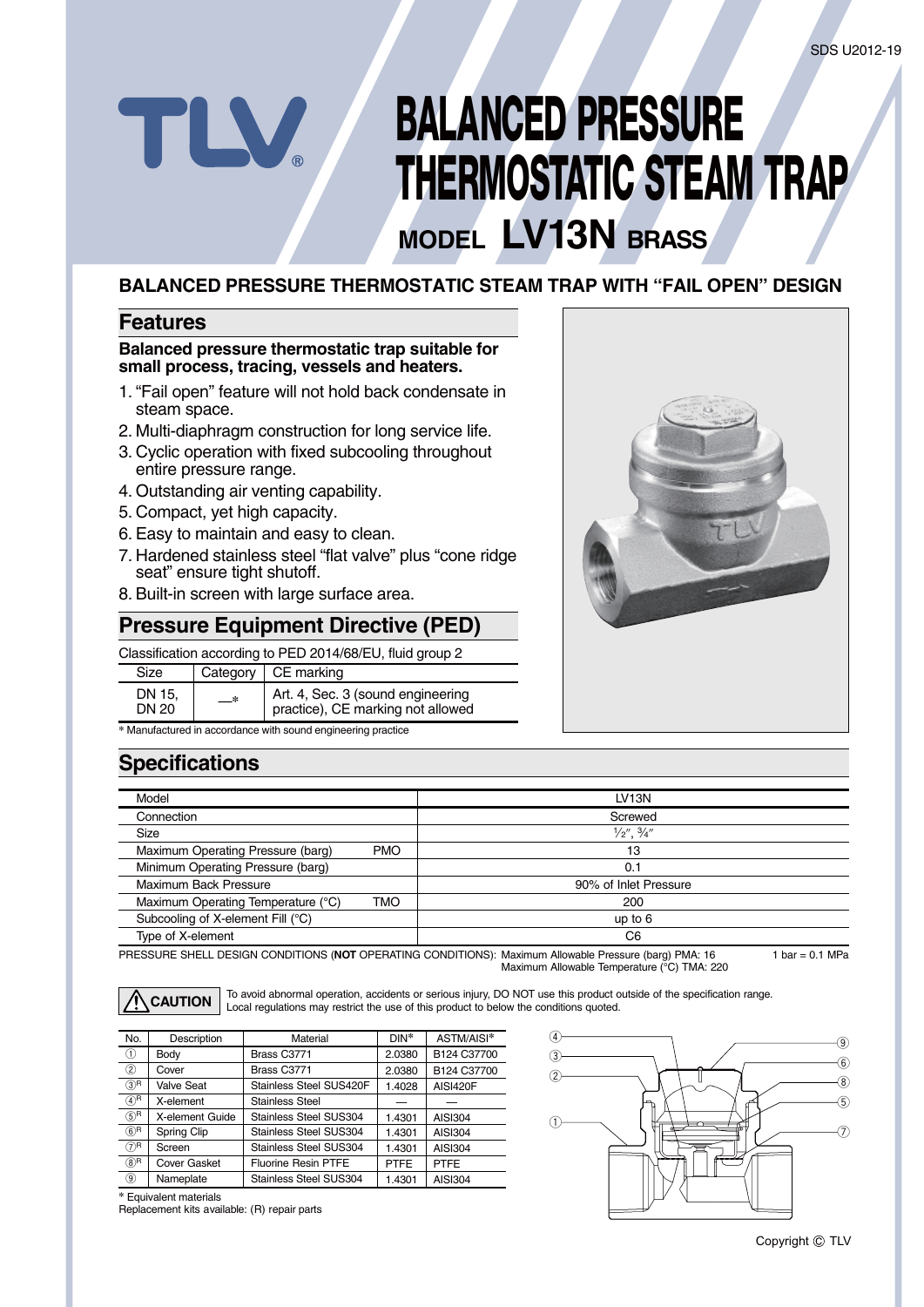SDS U2012-19

# BALANCED PRESSURE THERMOSTATIC STEAM TRAP

## MODEL LV13N BRASS

### BALANCED PRESSURE THERMOSTATIC STEAM TRAP WITH "FAIL OPEN" DESIGN

## Features

**Balanced pressure thermostatic trap suitable for small process, tracing, vessels and heaters.**

1. "Fail open" feature will not hold back condensate in steam space.
2. Multi-diaphragm construction for long service life.
3. Cyclic operation with fixed subcooling throughout entire pressure range.
4. Outstanding air venting capability.
5. Compact, yet high capacity.
6. Easy to maintain and easy to clean.
7. Hardened stainless steel "flat valve" plus "cone ridge seat" ensure tight shutoff.
8. Built-in screen with large surface area.

## Pressure Equipment Directive (PED)

Classification according to PED 2014/68/EU, fluid group 2

| Size | Category | CE marking |
|---|---|---|
| DN 15, DN 20 | —* | Art. 4, Sec. 3 (sound engineering practice), CE marking not allowed |

\* Manufactured in accordance with sound engineering practice

## Specifications

| Model | | LV13N |
|---|---|---|
| Connection | | Screwed |
| Size | | ½″, ¾″ |
| Maximum Operating Pressure (barg) | PMO | 13 |
| Minimum Operating Pressure (barg) | | 0.1 |
| Maximum Back Pressure | | 90% of Inlet Pressure |
| Maximum Operating Temperature (°C) | TMO | 200 |
| Subcooling of X-element Fill (°C) | | up to 6 |
| Type of X-element | | C6 |

PRESSURE SHELL DESIGN CONDITIONS (**NOT** OPERATING CONDITIONS): Maximum Allowable Pressure (barg) PMA: 16
Maximum Allowable Temperature (°C) TMA: 220

1 bar = 0.1 MPa

**CAUTION** To avoid abnormal operation, accidents or serious injury, DO NOT use this product outside of the specification range. Local regulations may restrict the use of this product to below the conditions quoted.

| No. | Description | Material | DIN* | ASTM/AISI* |
|---|---|---|---|---|
| ① | Body | Brass C3771 | 2.0380 | B124 C37700 |
| ② | Cover | Brass C3771 | 2.0380 | B124 C37700 |
| ③R | Valve Seat | Stainless Steel SUS420F | 1.4028 | AISI420F |
| ④R | X-element | Stainless Steel | — | — |
| ⑤R | X-element Guide | Stainless Steel SUS304 | 1.4301 | AISI304 |
| ⑥R | Spring Clip | Stainless Steel SUS304 | 1.4301 | AISI304 |
| ⑦R | Screen | Stainless Steel SUS304 | 1.4301 | AISI304 |
| ⑧R | Cover Gasket | Fluorine Resin PTFE | PTFE | PTFE |
| ⑨ | Nameplate | Stainless Steel SUS304 | 1.4301 | AISI304 |

\* Equivalent materials
Replacement kits available: (R) repair parts

Copyright © TLV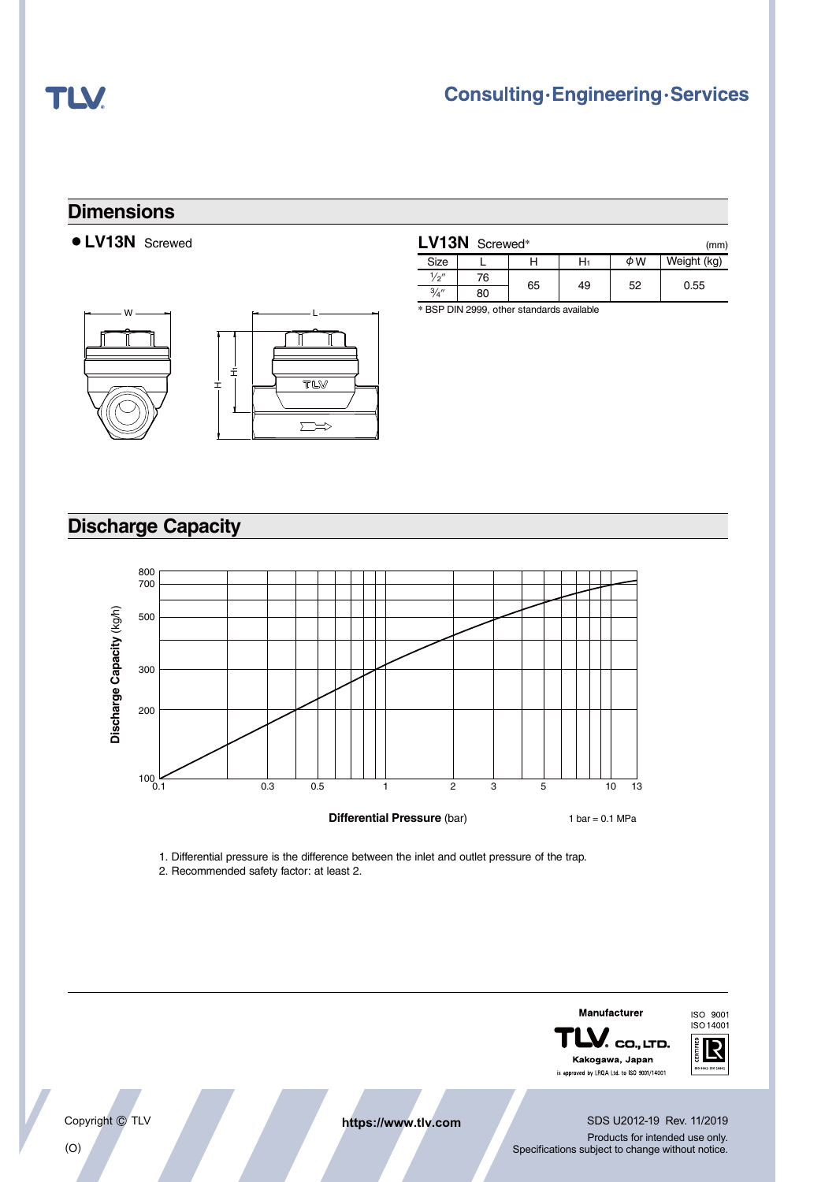## Dimensions

● **LV13N** Screwed

W

L

H

H1

**LV13N** Screwed* (mm)

| Size | L | H | $H_1$ | $\phi$W | Weight (kg) |
|---|---|---|---|---|---|
| ½″ | 76 | 65 | 49 | 52 | 0.55 |
| ¾″ | 80 | | | | |

* BSP DIN 2999, other standards available

## Discharge Capacity

Discharge Capacity (kg/h)

800
700
500
300
200
100

0.1 0.3 0.5 1 2 3 5 10 13

**Differential Pressure** (bar)

1 bar = 0.1 MPa

1. Differential pressure is the difference between the inlet and outlet pressure of the trap.
2. Recommended safety factor: at least 2.

Manufacturer

TLV. CO., LTD.

Kakogawa, Japan

is approved by LRQA Ltd. to ISO 9001/14001

ISO 9001
ISO 14001

Copyright © TLV

(O)

**https://www.tlv.com**

SDS U2012-19 Rev. 11/2019

Products for intended use only.
Specifications subject to change without notice.